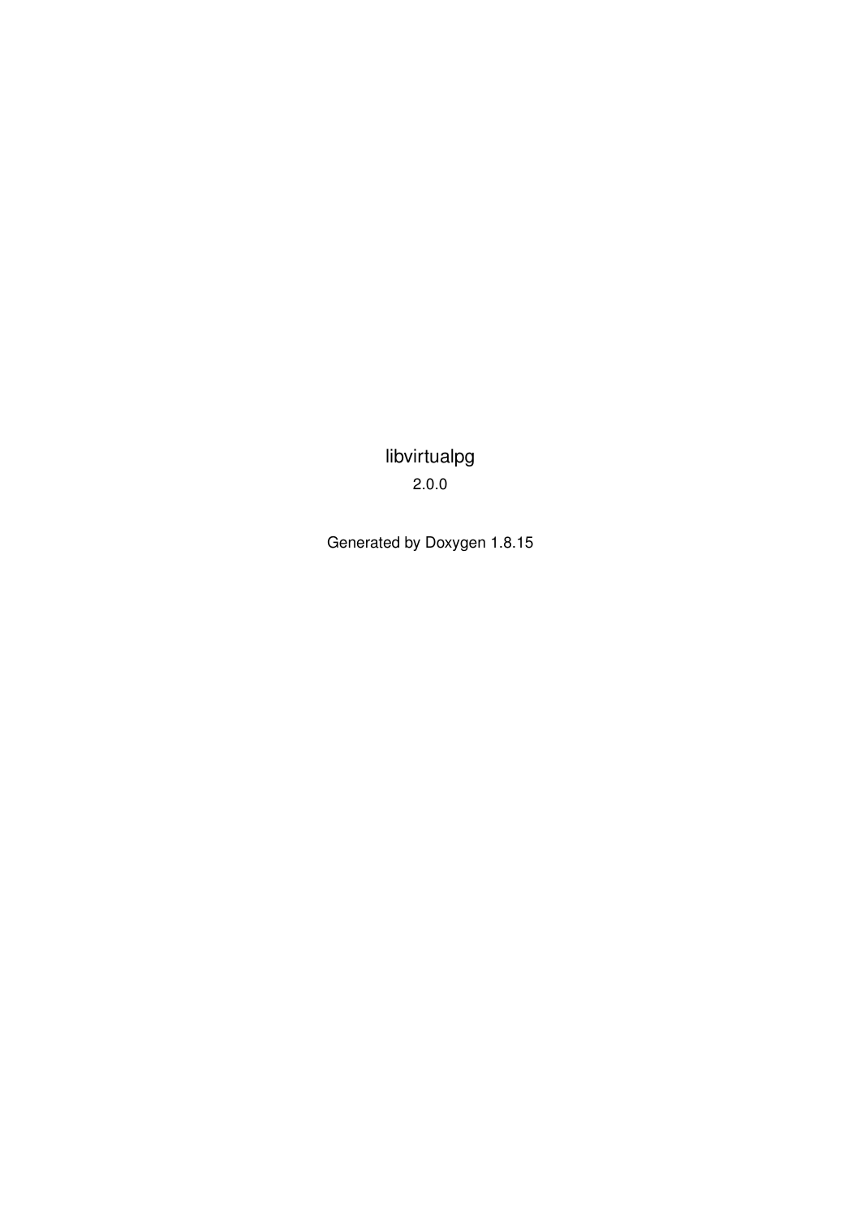# libvirtualpg

2.0.0

Generated by Doxygen 1.8.15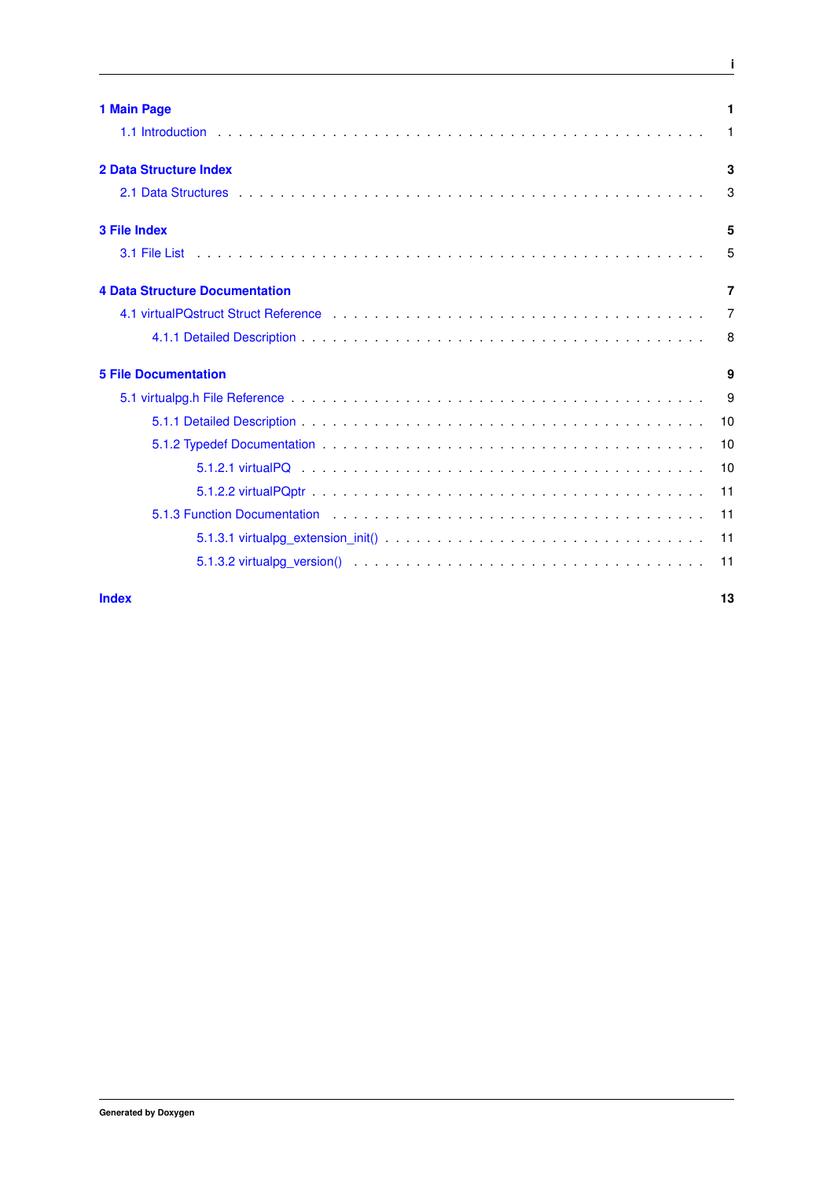**1 Main Page** 1

- 1.1 Introduction . . . 1

**2 Data Structure Index** 3

- 2.1 Data Structures . . . 3

**3 File Index** 5

- 3.1 File List . . . 5

**4 Data Structure Documentation** 7

- 4.1 virtualPQstruct Struct Reference . . . 7
  - 4.1.1 Detailed Description . . . 8

**5 File Documentation** 9

- 5.1 virtualpg.h File Reference . . . 9
  - 5.1.1 Detailed Description . . . 10
  - 5.1.2 Typedef Documentation . . . 10
    - 5.1.2.1 virtualPQ . . . 10
    - 5.1.2.2 virtualPQptr . . . 11
  - 5.1.3 Function Documentation . . . 11
    - 5.1.3.1 virtualpg_extension_init() . . . 11
    - 5.1.3.2 virtualpg_version() . . . 11

**Index** 13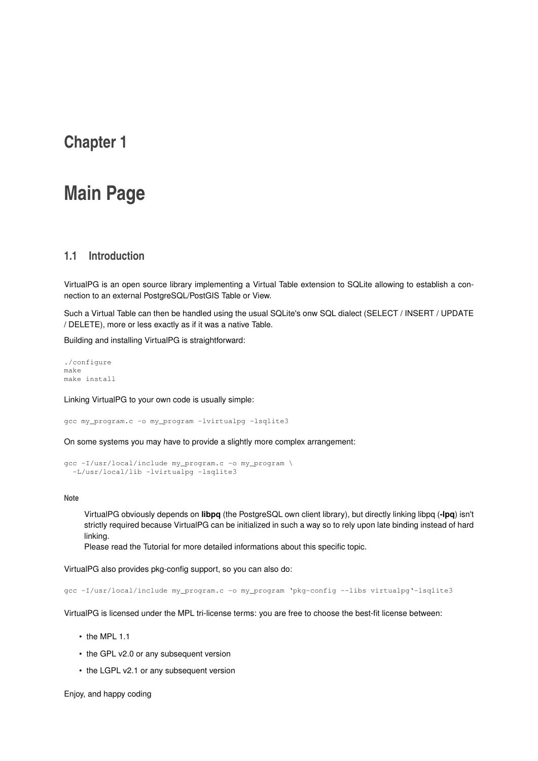# Chapter 1

# Main Page

## 1.1 Introduction

VirtualPG is an open source library implementing a Virtual Table extension to SQLite allowing to establish a connection to an external PostgreSQL/PostGIS Table or View.

Such a Virtual Table can then be handled using the usual SQLite's onw SQL dialect (SELECT / INSERT / UPDATE / DELETE), more or less exactly as if it was a native Table.

Building and installing VirtualPG is straightforward:

```
./configure
make
make install
```

Linking VirtualPG to your own code is usually simple:

```
gcc my_program.c -o my_program -lvirtualpg -lsqlite3
```

On some systems you may have to provide a slightly more complex arrangement:

```
gcc -I/usr/local/include my_program.c -o my_program \
  -L/usr/local/lib -lvirtualpg -lsqlite3
```

**Note**

> VirtualPG obviously depends on **libpq** (the PostgreSQL own client library), but directly linking libpq (**-lpq**) isn't strictly required because VirtualPG can be initialized in such a way so to rely upon late binding instead of hard linking.
> Please read the Tutorial for more detailed informations about this specific topic.

VirtualPG also provides pkg-config support, so you can also do:

```
gcc -I/usr/local/include my_program.c -o my_program `pkg-config --libs virtualpg`-lsqlite3
```

VirtualPG is licensed under the MPL tri-license terms: you are free to choose the best-fit license between:

- the MPL 1.1
- the GPL v2.0 or any subsequent version
- the LGPL v2.1 or any subsequent version

Enjoy, and happy coding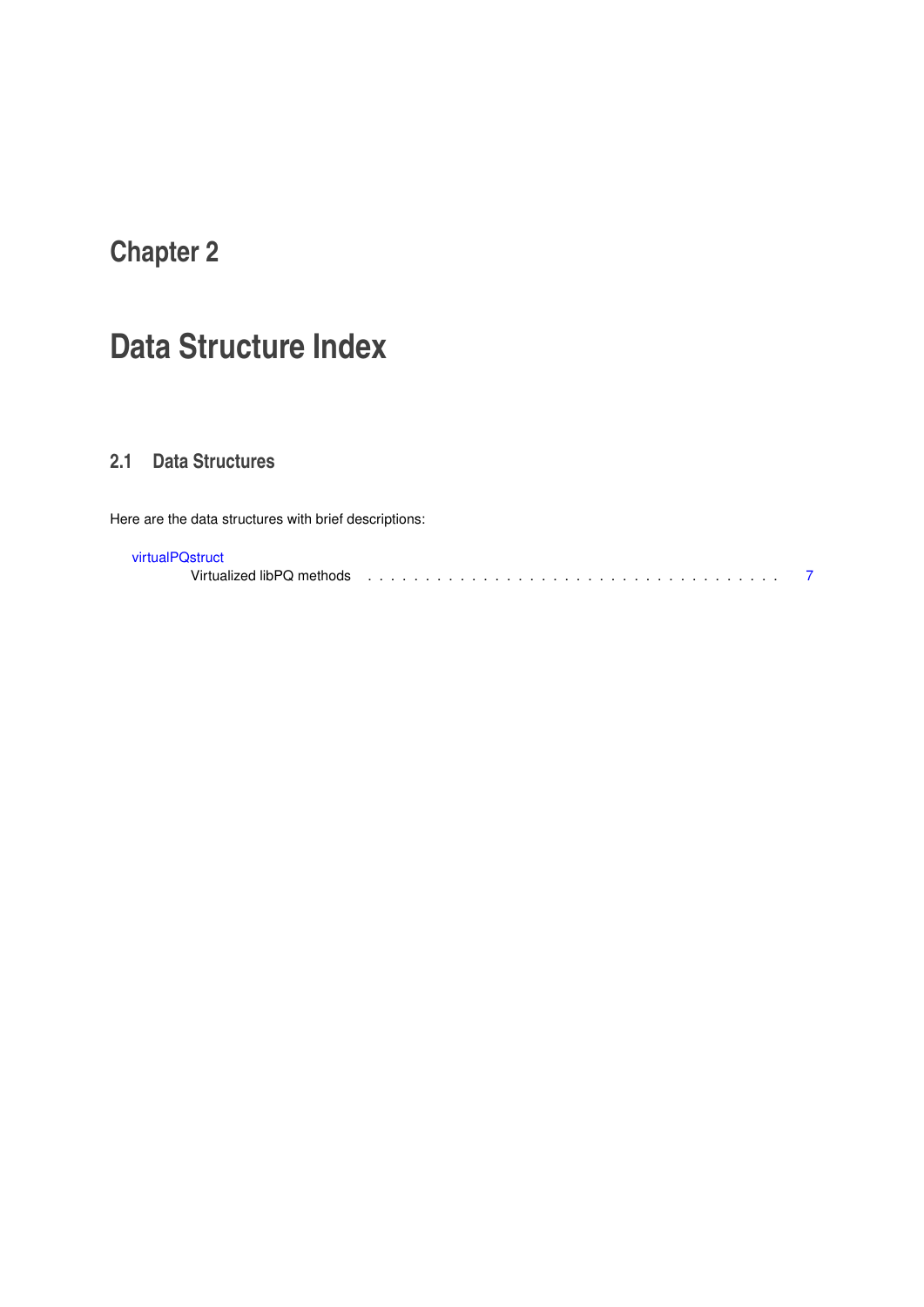# Chapter 2

# Data Structure Index

## 2.1 Data Structures

Here are the data structures with brief descriptions:

virtualPQstruct
Virtualized libPQ methods . . . . . . . . . . . . . . . . . . . . . . . . . . . . . . . . . . . . 7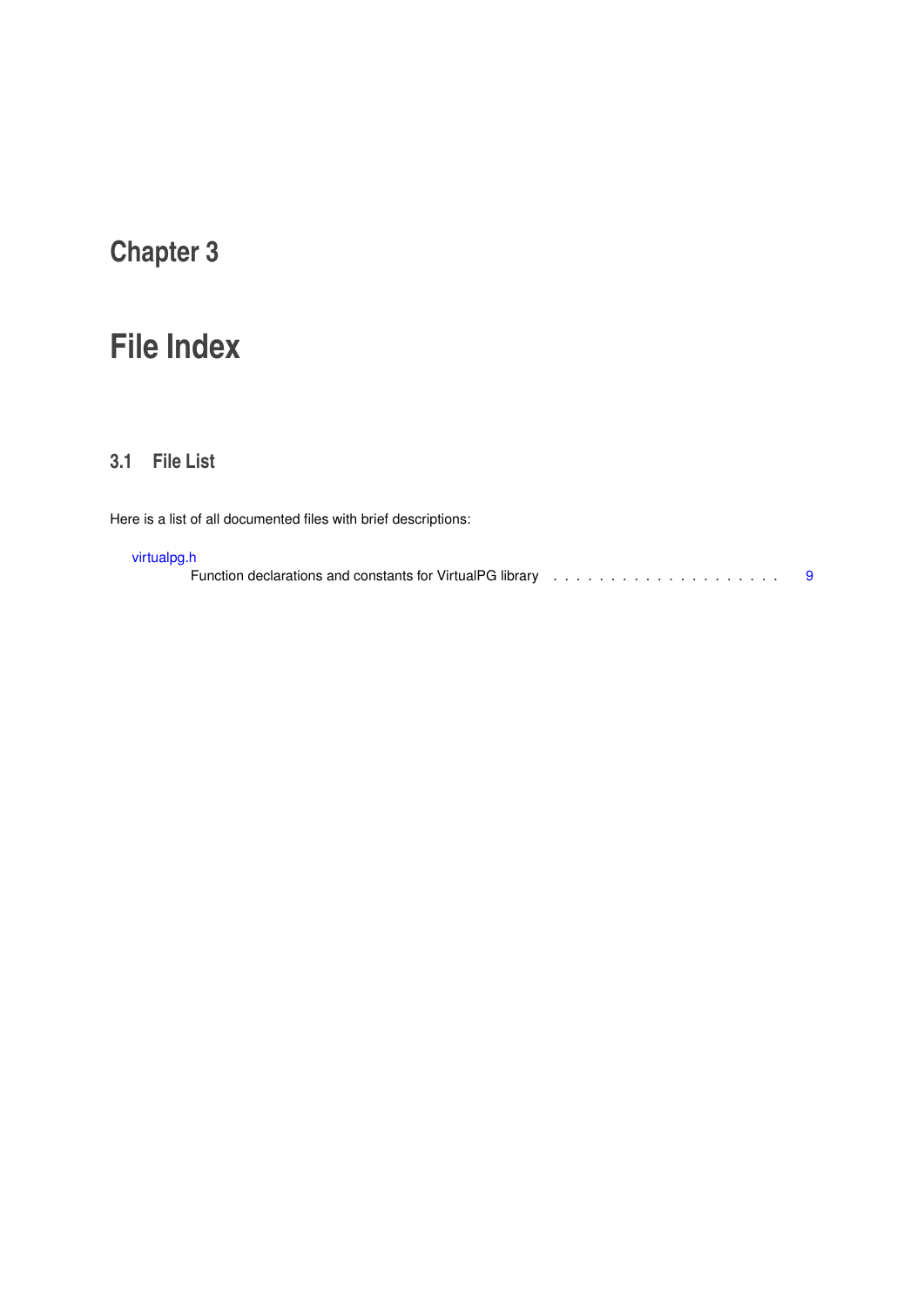# Chapter 3

# File Index

## 3.1 File List

Here is a list of all documented files with brief descriptions:

virtualpg.h
  Function declarations and constants for VirtualPG library . . . . . . . . . . . . . . . . . . . . 9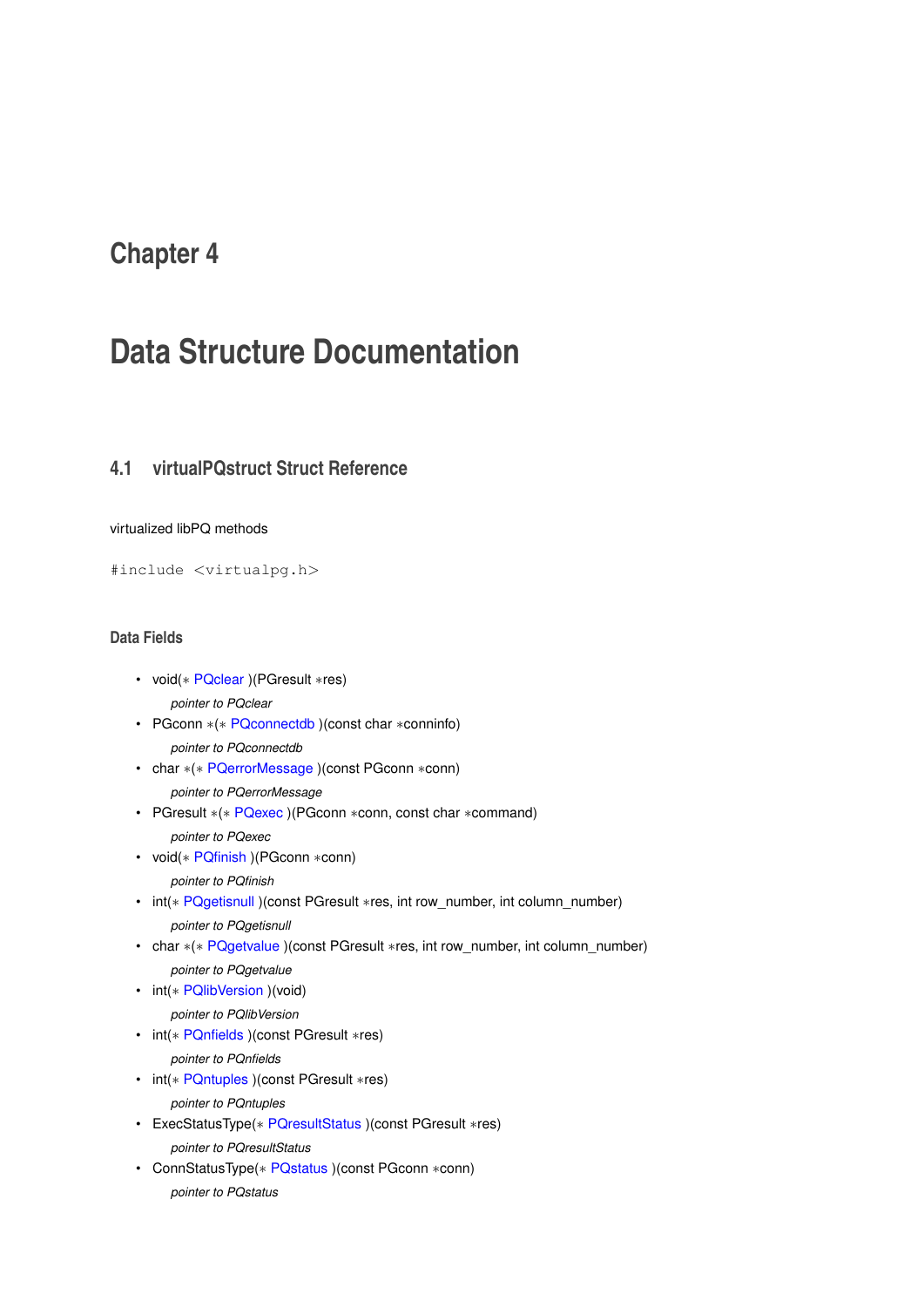# Chapter 4

# Data Structure Documentation

## 4.1 virtualPQstruct Struct Reference

virtualized libPQ methods

```
#include <virtualpg.h>
```

### Data Fields

- void(* PQclear )(PGresult *res)

  *pointer to PQclear*
- PGconn *(* PQconnectdb )(const char *conninfo)

  *pointer to PQconnectdb*
- char *(* PQerrorMessage )(const PGconn *conn)

  *pointer to PQerrorMessage*
- PGresult *(* PQexec )(PGconn *conn, const char *command)

  *pointer to PQexec*
- void(* PQfinish )(PGconn *conn)

  *pointer to PQfinish*
- int(* PQgetisnull )(const PGresult *res, int row_number, int column_number)

  *pointer to PQgetisnull*
- char *(* PQgetvalue )(const PGresult *res, int row_number, int column_number)

  *pointer to PQgetvalue*
- int(* PQlibVersion )(void)

  *pointer to PQlibVersion*
- int(* PQnfields )(const PGresult *res)

  *pointer to PQnfields*
- int(* PQntuples )(const PGresult *res)

  *pointer to PQntuples*
- ExecStatusType(* PQresultStatus )(const PGresult *res)

  *pointer to PQresultStatus*
- ConnStatusType(* PQstatus )(const PGconn *conn)

  *pointer to PQstatus*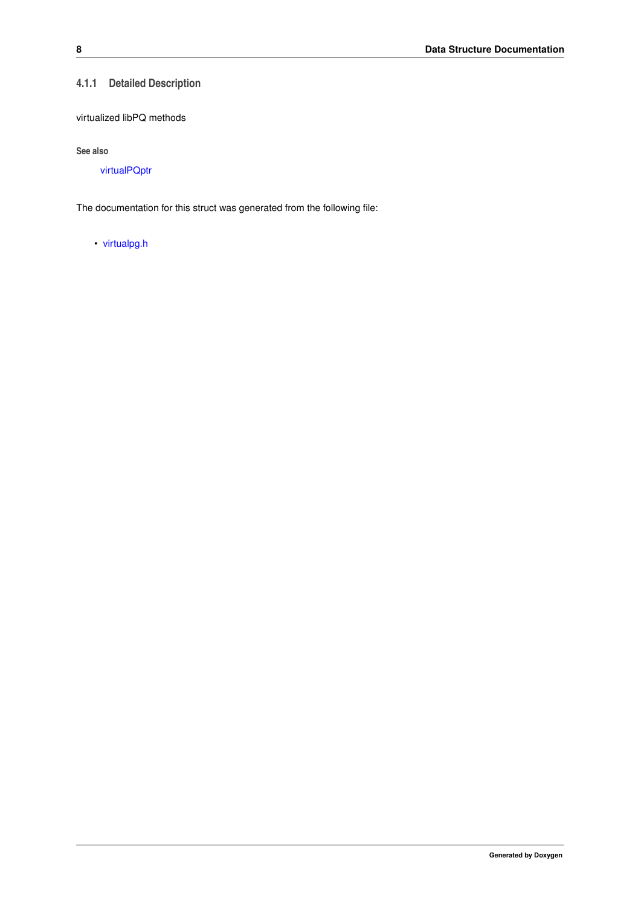### 4.1.1 Detailed Description

virtualized libPQ methods

**See also**

virtualPQptr

The documentation for this struct was generated from the following file:

- virtualpg.h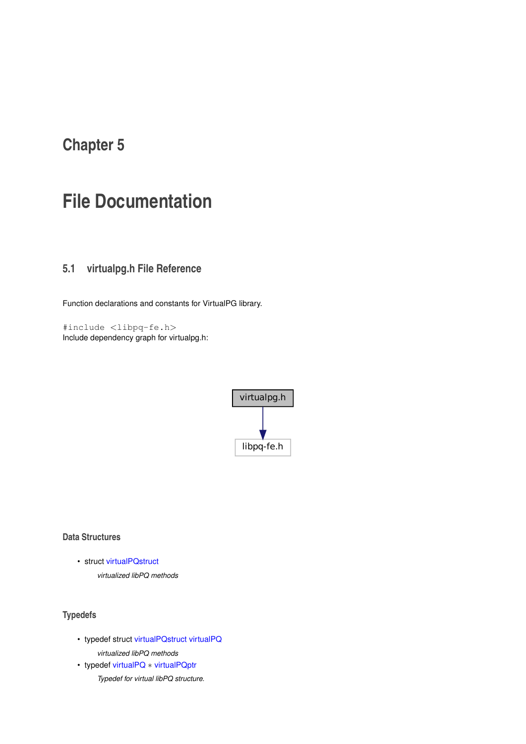# Chapter 5

# File Documentation

## 5.1 virtualpg.h File Reference

Function declarations and constants for VirtualPG library.

```
#include <libpq-fe.h>
```

Include dependency graph for virtualpg.h:

virtualpg.h → libpq-fe.h

### Data Structures

- struct virtualPQstruct

  *virtualized libPQ methods*

### Typedefs

- typedef struct virtualPQstruct virtualPQ

  *virtualized libPQ methods*

- typedef virtualPQ * virtualPQptr

  *Typedef for virtual libPQ structure.*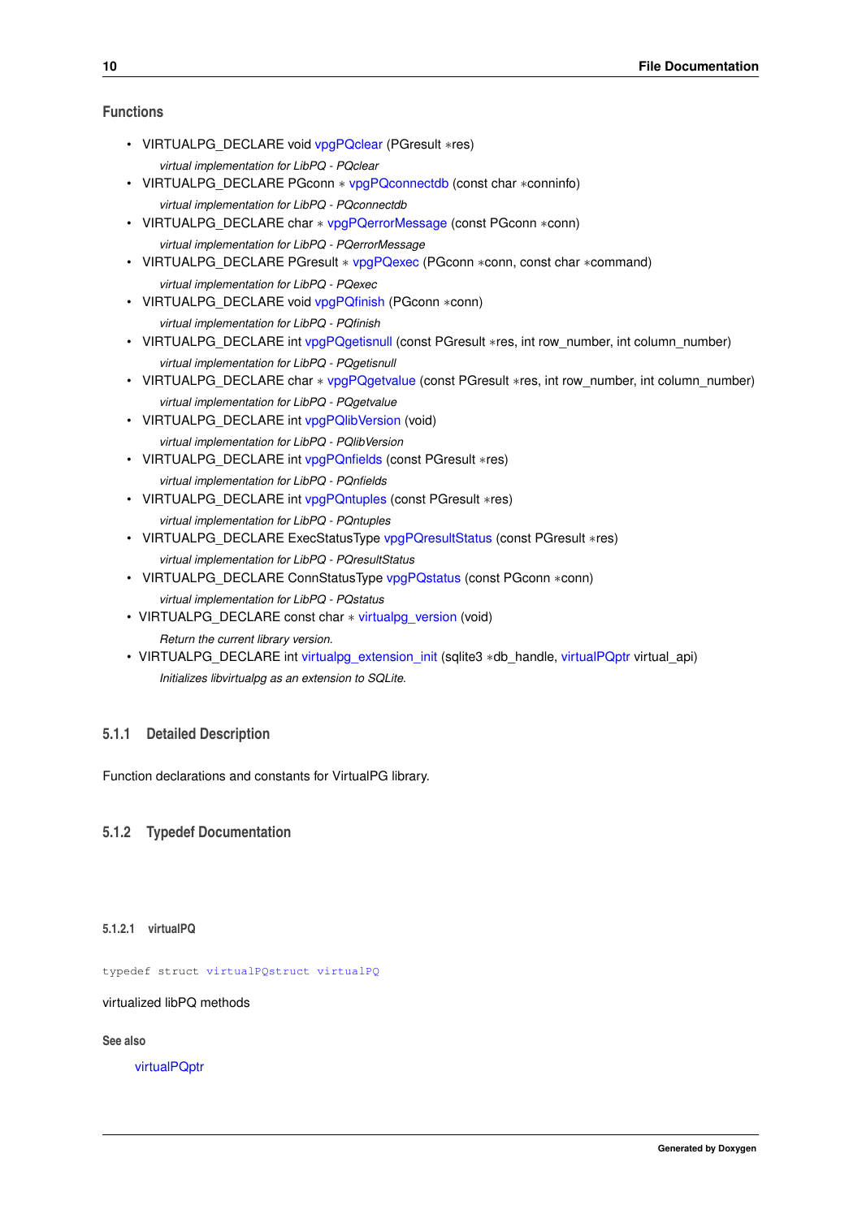### Functions

- VIRTUALPG_DECLARE void vpgPQclear (PGresult *res)

  *virtual implementation for LibPQ - PQclear*
- VIRTUALPG_DECLARE PGconn * vpgPQconnectdb (const char *conninfo)

  *virtual implementation for LibPQ - PQconnectdb*
- VIRTUALPG_DECLARE char * vpgPQerrorMessage (const PGconn *conn)

  *virtual implementation for LibPQ - PQerrorMessage*
- VIRTUALPG_DECLARE PGresult * vpgPQexec (PGconn *conn, const char *command)

  *virtual implementation for LibPQ - PQexec*
- VIRTUALPG_DECLARE void vpgPQfinish (PGconn *conn)

  *virtual implementation for LibPQ - PQfinish*
- VIRTUALPG_DECLARE int vpgPQgetisnull (const PGresult *res, int row_number, int column_number)

  *virtual implementation for LibPQ - PQgetisnull*
- VIRTUALPG_DECLARE char * vpgPQgetvalue (const PGresult *res, int row_number, int column_number)

  *virtual implementation for LibPQ - PQgetvalue*
- VIRTUALPG_DECLARE int vpgPQlibVersion (void)

  *virtual implementation for LibPQ - PQlibVersion*
- VIRTUALPG_DECLARE int vpgPQnfields (const PGresult *res)

  *virtual implementation for LibPQ - PQnfields*
- VIRTUALPG_DECLARE int vpgPQntuples (const PGresult *res)

  *virtual implementation for LibPQ - PQntuples*
- VIRTUALPG_DECLARE ExecStatusType vpgPQresultStatus (const PGresult *res)

  *virtual implementation for LibPQ - PQresultStatus*
- VIRTUALPG_DECLARE ConnStatusType vpgPQstatus (const PGconn *conn)

  *virtual implementation for LibPQ - PQstatus*
- VIRTUALPG_DECLARE const char * virtualpg_version (void)

  *Return the current library version.*
- VIRTUALPG_DECLARE int virtualpg_extension_init (sqlite3 *db_handle, virtualPQptr virtual_api)

  *Initializes libvirtualpg as an extension to SQLite.*

## 5.1.1 Detailed Description

Function declarations and constants for VirtualPG library.

## 5.1.2 Typedef Documentation

### 5.1.2.1 virtualPQ

```
typedef struct virtualPQstruct virtualPQ
```

virtualized libPQ methods

**See also**

virtualPQptr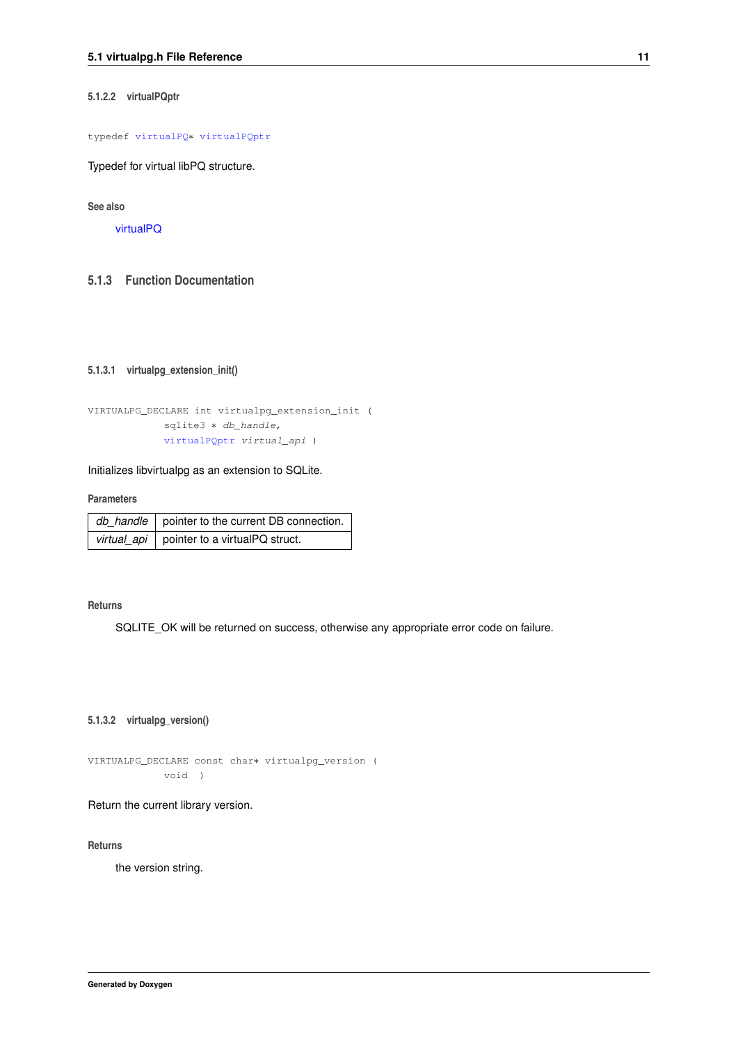#### 5.1.2.2 virtualPQptr

```
typedef virtualPQ* virtualPQptr
```

Typedef for virtual libPQ structure.

**See also**

virtualPQ

### 5.1.3 Function Documentation

#### 5.1.3.1 virtualpg_extension_init()

```
VIRTUALPG_DECLARE int virtualpg_extension_init (
            sqlite3 * db_handle,
            virtualPQptr virtual_api )
```

Initializes libvirtualpg as an extension to SQLite.

**Parameters**

| | |
|---|---|
| *db_handle* | pointer to the current DB connection. |
| *virtual_api* | pointer to a virtualPQ struct. |

**Returns**

SQLITE_OK will be returned on success, otherwise any appropriate error code on failure.

#### 5.1.3.2 virtualpg_version()

```
VIRTUALPG_DECLARE const char* virtualpg_version (
            void )
```

Return the current library version.

**Returns**

the version string.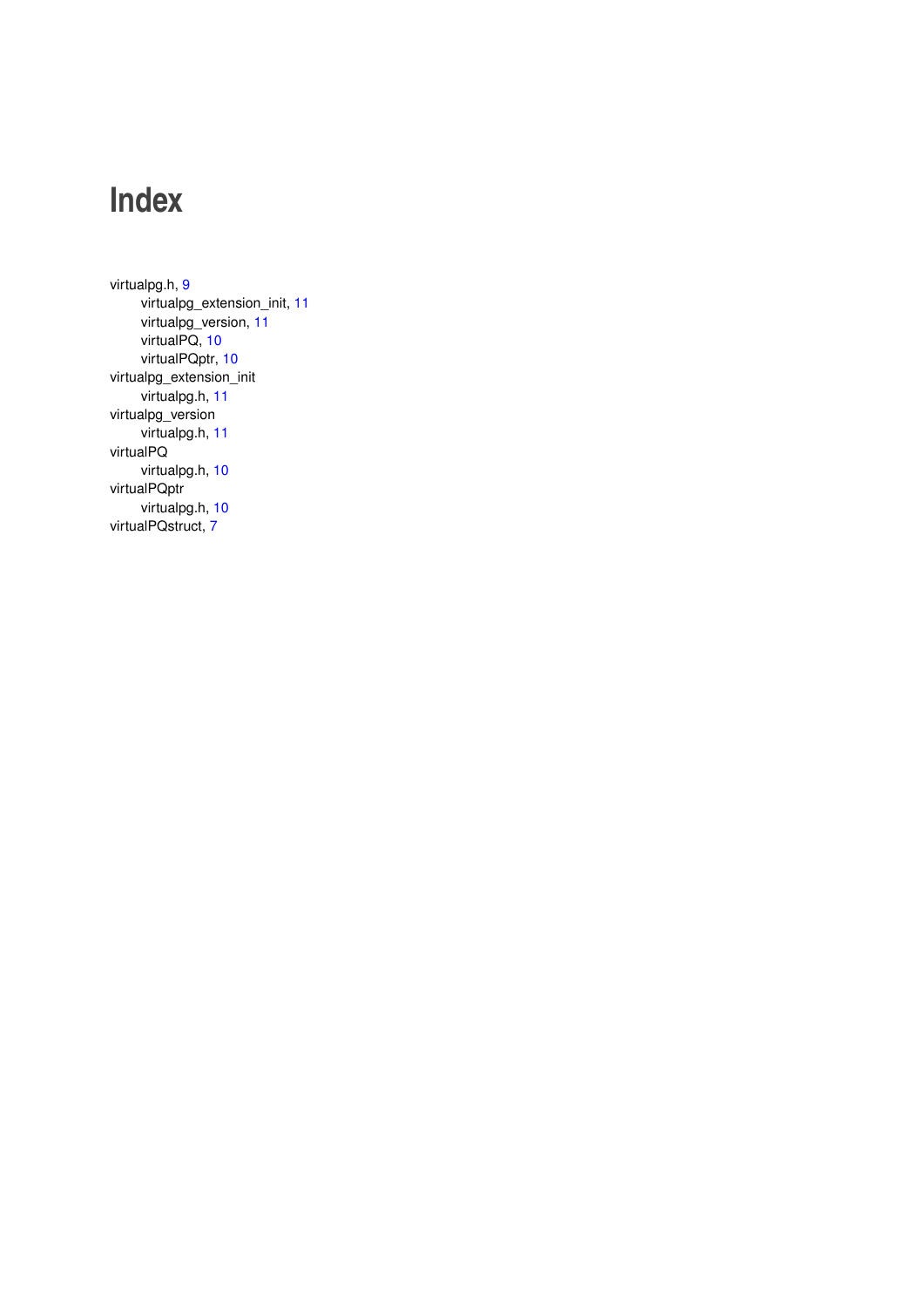# Index

virtualpg.h, 9
- virtualpg_extension_init, 11
- virtualpg_version, 11
- virtualPQ, 10
- virtualPQptr, 10

virtualpg_extension_init
- virtualpg.h, 11

virtualpg_version
- virtualpg.h, 11

virtualPQ
- virtualpg.h, 10

virtualPQptr
- virtualpg.h, 10

virtualPQstruct, 7